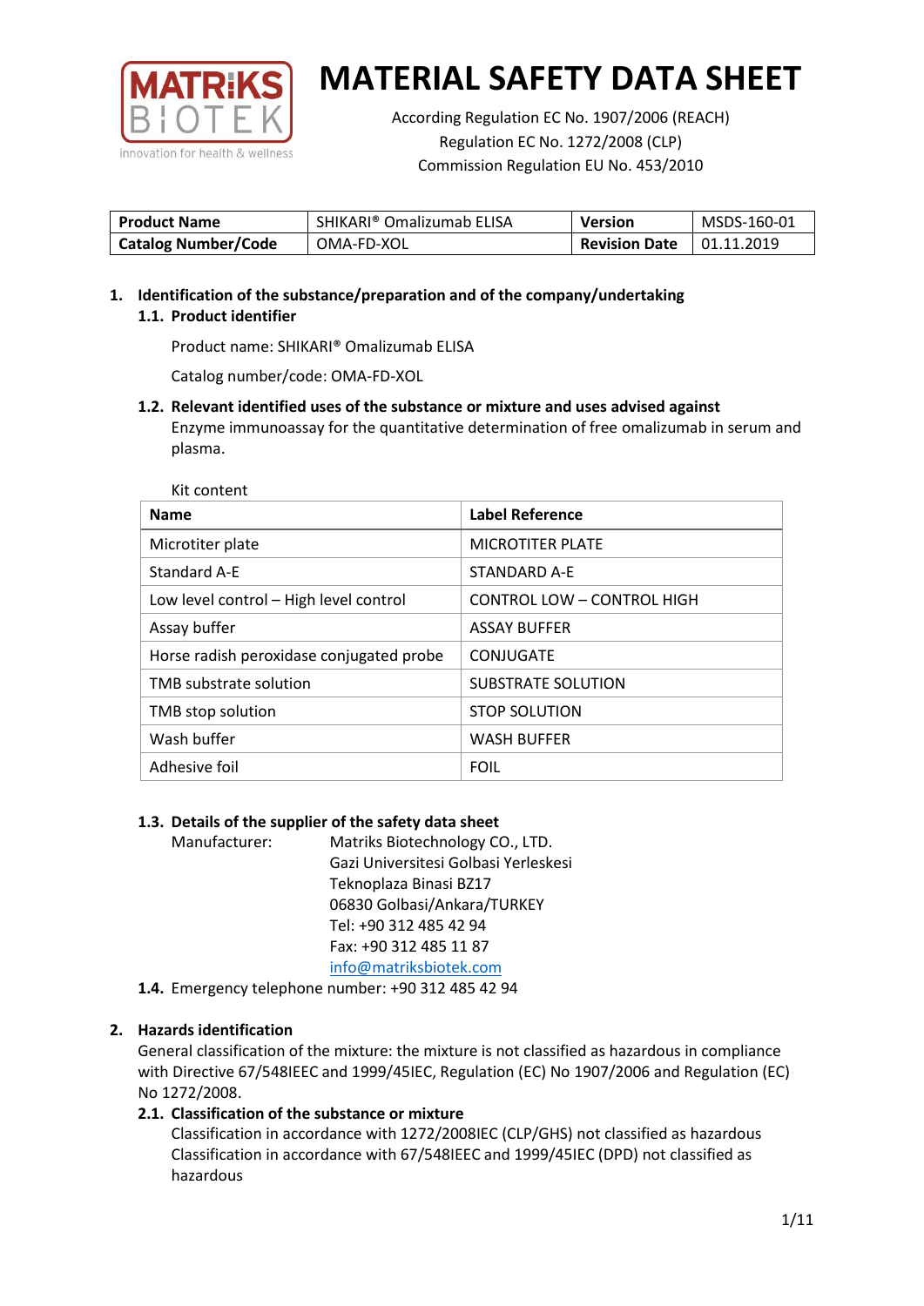# MATERIAL SAFETY DATA SHEET

According Regulation EC No. 1907/2006 (REACH)
Regulation EC No. 1272/2008 (CLP)
Commission Regulation EU No. 453/2010

| **Product Name** | SHIKARI® Omalizumab ELISA | **Version** | MSDS-160-01 |
|---|---|---|---|
| **Catalog Number/Code** | OMA-FD-XOL | **Revision Date** | 01.11.2019 |

## 1. Identification of the substance/preparation and of the company/undertaking

### 1.1. Product identifier

Product name: SHIKARI® Omalizumab ELISA

Catalog number/code: OMA-FD-XOL

### 1.2. Relevant identified uses of the substance or mixture and uses advised against

Enzyme immunoassay for the quantitative determination of free omalizumab in serum and plasma.

Kit content

| **Name** | **Label Reference** |
|---|---|
| Microtiter plate | MICROTITER PLATE |
| Standard A-E | STANDARD A-E |
| Low level control – High level control | CONTROL LOW – CONTROL HIGH |
| Assay buffer | ASSAY BUFFER |
| Horse radish peroxidase conjugated probe | CONJUGATE |
| TMB substrate solution | SUBSTRATE SOLUTION |
| TMB stop solution | STOP SOLUTION |
| Wash buffer | WASH BUFFER |
| Adhesive foil | FOIL |

### 1.3. Details of the supplier of the safety data sheet

Manufacturer: Matriks Biotechnology CO., LTD.
Gazi Universitesi Golbasi Yerleskesi
Teknoplaza Binasi BZ17
06830 Golbasi/Ankara/TURKEY
Tel: +90 312 485 42 94
Fax: +90 312 485 11 87
info@matriksbiotek.com

### 1.4. Emergency telephone number: +90 312 485 42 94

## 2. Hazards identification

General classification of the mixture: the mixture is not classified as hazardous in compliance with Directive 67/548IEEC and 1999/45IEC, Regulation (EC) No 1907/2006 and Regulation (EC) No 1272/2008.

### 2.1. Classification of the substance or mixture

Classification in accordance with 1272/2008IEC (CLP/GHS) not classified as hazardous
Classification in accordance with 67/548IEEC and 1999/45IEC (DPD) not classified as hazardous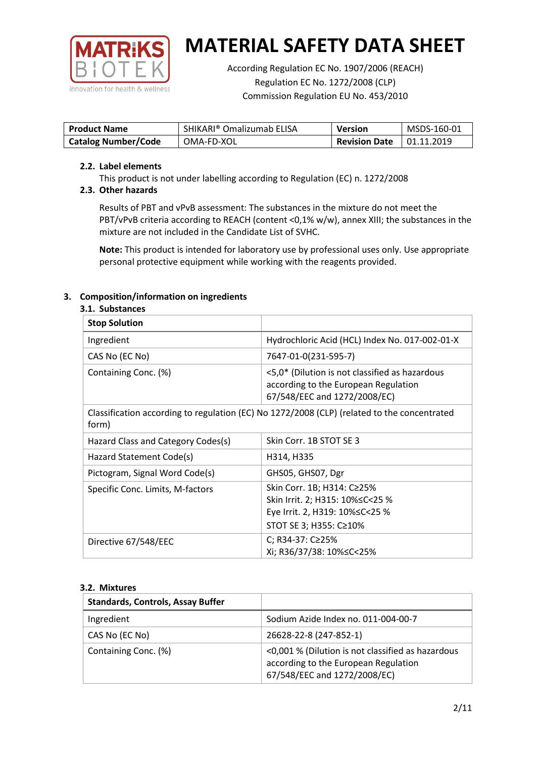# MATERIAL SAFETY DATA SHEET

According Regulation EC No. 1907/2006 (REACH)
Regulation EC No. 1272/2008 (CLP)
Commission Regulation EU No. 453/2010

| **Product Name** | SHIKARI® Omalizumab ELISA | **Version** | MSDS-160-01 |
|---|---|---|---|
| **Catalog Number/Code** | OMA-FD-XOL | **Revision Date** | 01.11.2019 |

### 2.2. Label elements

This product is not under labelling according to Regulation (EC) n. 1272/2008

### 2.3. Other hazards

Results of PBT and vPvB assessment: The substances in the mixture do not meet the PBT/vPvB criteria according to REACH (content <0,1% w/w), annex XIII; the substances in the mixture are not included in the Candidate List of SVHC.

**Note:** This product is intended for laboratory use by professional uses only. Use appropriate personal protective equipment while working with the reagents provided.

## 3. Composition/information on ingredients

### 3.1. Substances

| **Stop Solution** | |
|---|---|
| Ingredient | Hydrochloric Acid (HCL) Index No. 017-002-01-X |
| CAS No (EC No) | 7647-01-0(231-595-7) |
| Containing Conc. (%) | <5,0* (Dilution is not classified as hazardous according to the European Regulation 67/548/EEC and 1272/2008/EC) |
| Classification according to regulation (EC) No 1272/2008 (CLP) (related to the concentrated form) | |
| Hazard Class and Category Codes(s) | Skin Corr. 1B STOT SE 3 |
| Hazard Statement Code(s) | H314, H335 |
| Pictogram, Signal Word Code(s) | GHS05, GHS07, Dgr |
| Specific Conc. Limits, M-factors | Skin Corr. 1B; H314: C≥25%<br>Skin Irrit. 2; H315: 10%≤C<25 %<br>Eye Irrit. 2, H319: 10%≤C<25 %<br>STOT SE 3; H355: C≥10% |
| Directive 67/548/EEC | C; R34-37: C≥25%<br>Xi; R36/37/38: 10%≤C<25% |

### 3.2. Mixtures

| **Standards, Controls, Assay Buffer** | |
|---|---|
| Ingredient | Sodium Azide Index no. 011-004-00-7 |
| CAS No (EC No) | 26628-22-8 (247-852-1) |
| Containing Conc. (%) | <0,001 % (Dilution is not classified as hazardous according to the European Regulation 67/548/EEC and 1272/2008/EC) |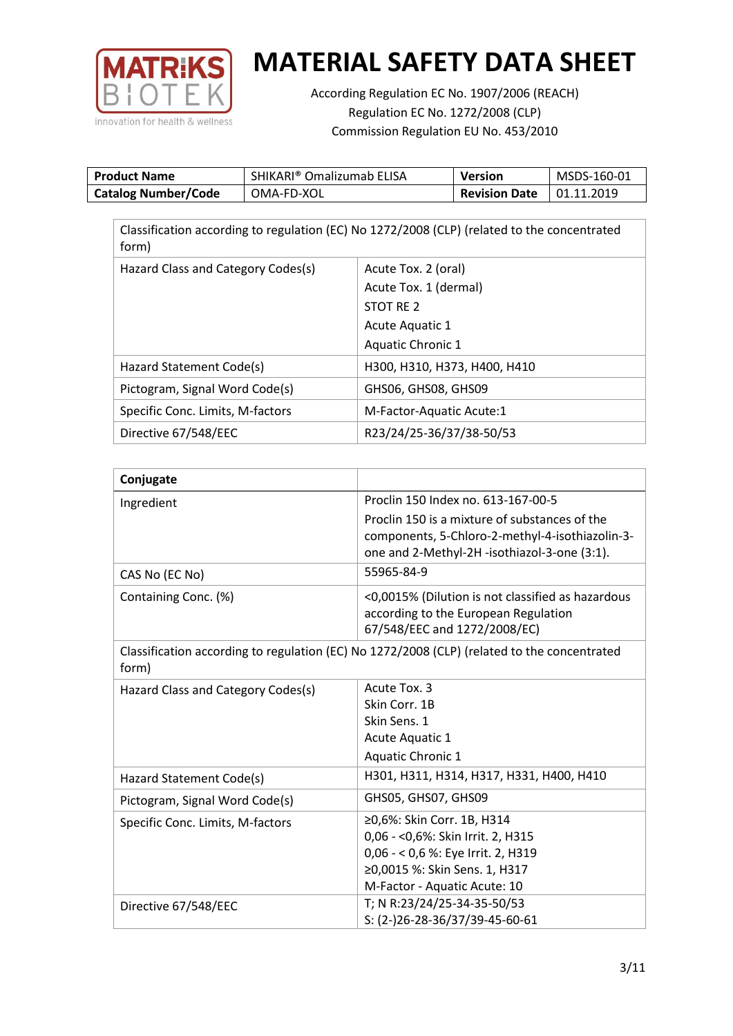# MATERIAL SAFETY DATA SHEET

According Regulation EC No. 1907/2006 (REACH)
Regulation EC No. 1272/2008 (CLP)
Commission Regulation EU No. 453/2010

| **Product Name** | SHIKARI® Omalizumab ELISA | **Version** | MSDS-160-01 |
|---|---|---|---|
| **Catalog Number/Code** | OMA-FD-XOL | **Revision Date** | 01.11.2019 |

| Classification according to regulation (EC) No 1272/2008 (CLP) (related to the concentrated form) | |
|---|---|
| Hazard Class and Category Codes(s) | Acute Tox. 2 (oral)<br>Acute Tox. 1 (dermal)<br>STOT RE 2<br>Acute Aquatic 1<br>Aquatic Chronic 1 |
| Hazard Statement Code(s) | H300, H310, H373, H400, H410 |
| Pictogram, Signal Word Code(s) | GHS06, GHS08, GHS09 |
| Specific Conc. Limits, M-factors | M-Factor-Aquatic Acute:1 |
| Directive 67/548/EEC | R23/24/25-36/37/38-50/53 |

| **Conjugate** | |
|---|---|
| Ingredient | Proclin 150 Index no. 613-167-00-5<br>Proclin 150 is a mixture of substances of the components, 5-Chloro-2-methyl-4-isothiazolin-3-one and 2-Methyl-2H -isothiazol-3-one (3:1). |
| CAS No (EC No) | 55965-84-9 |
| Containing Conc. (%) | <0,0015% (Dilution is not classified as hazardous according to the European Regulation 67/548/EEC and 1272/2008/EC) |
| Classification according to regulation (EC) No 1272/2008 (CLP) (related to the concentrated form) | |
| Hazard Class and Category Codes(s) | Acute Tox. 3<br>Skin Corr. 1B<br>Skin Sens. 1<br>Acute Aquatic 1<br>Aquatic Chronic 1 |
| Hazard Statement Code(s) | H301, H311, H314, H317, H331, H400, H410 |
| Pictogram, Signal Word Code(s) | GHS05, GHS07, GHS09 |
| Specific Conc. Limits, M-factors | ≥0,6%: Skin Corr. 1B, H314<br>0,06 - <0,6%: Skin Irrit. 2, H315<br>0,06 - < 0,6 %: Eye Irrit. 2, H319<br>≥0,0015 %: Skin Sens. 1, H317<br>M-Factor - Aquatic Acute: 10 |
| Directive 67/548/EEC | T; N R:23/24/25-34-35-50/53<br>S: (2-)26-28-36/37/39-45-60-61 |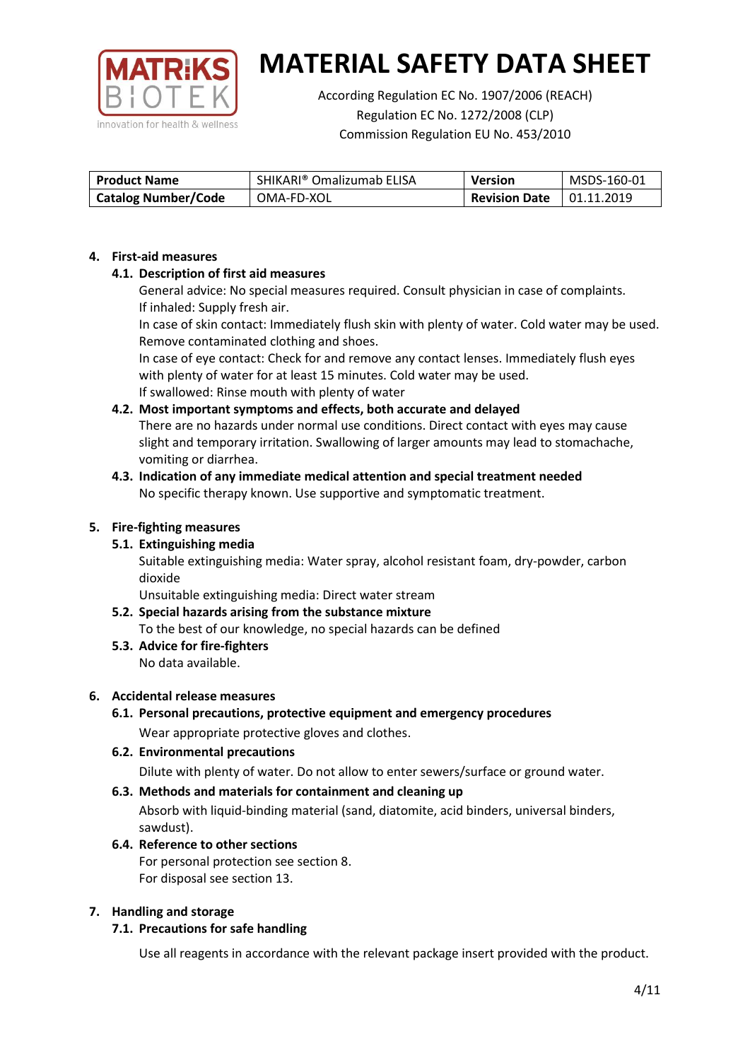| Product Name | SHIKARI® Omalizumab ELISA | Version | MSDS-160-01 |
|---|---|---|---|
| Catalog Number/Code | OMA-FD-XOL | Revision Date | 01.11.2019 |

## 4. First-aid measures

### 4.1. Description of first aid measures

General advice: No special measures required. Consult physician in case of complaints.
If inhaled: Supply fresh air.
In case of skin contact: Immediately flush skin with plenty of water. Cold water may be used. Remove contaminated clothing and shoes.
In case of eye contact: Check for and remove any contact lenses. Immediately flush eyes with plenty of water for at least 15 minutes. Cold water may be used.
If swallowed: Rinse mouth with plenty of water

### 4.2. Most important symptoms and effects, both accurate and delayed

There are no hazards under normal use conditions. Direct contact with eyes may cause slight and temporary irritation. Swallowing of larger amounts may lead to stomachache, vomiting or diarrhea.

### 4.3. Indication of any immediate medical attention and special treatment needed

No specific therapy known. Use supportive and symptomatic treatment.

## 5. Fire-fighting measures

### 5.1. Extinguishing media

Suitable extinguishing media: Water spray, alcohol resistant foam, dry-powder, carbon dioxide
Unsuitable extinguishing media: Direct water stream

### 5.2. Special hazards arising from the substance mixture

To the best of our knowledge, no special hazards can be defined

### 5.3. Advice for fire-fighters

No data available.

## 6. Accidental release measures

### 6.1. Personal precautions, protective equipment and emergency procedures

Wear appropriate protective gloves and clothes.

### 6.2. Environmental precautions

Dilute with plenty of water. Do not allow to enter sewers/surface or ground water.

### 6.3. Methods and materials for containment and cleaning up

Absorb with liquid-binding material (sand, diatomite, acid binders, universal binders, sawdust).

### 6.4. Reference to other sections

For personal protection see section 8.
For disposal see section 13.

## 7. Handling and storage

### 7.1. Precautions for safe handling

Use all reagents in accordance with the relevant package insert provided with the product.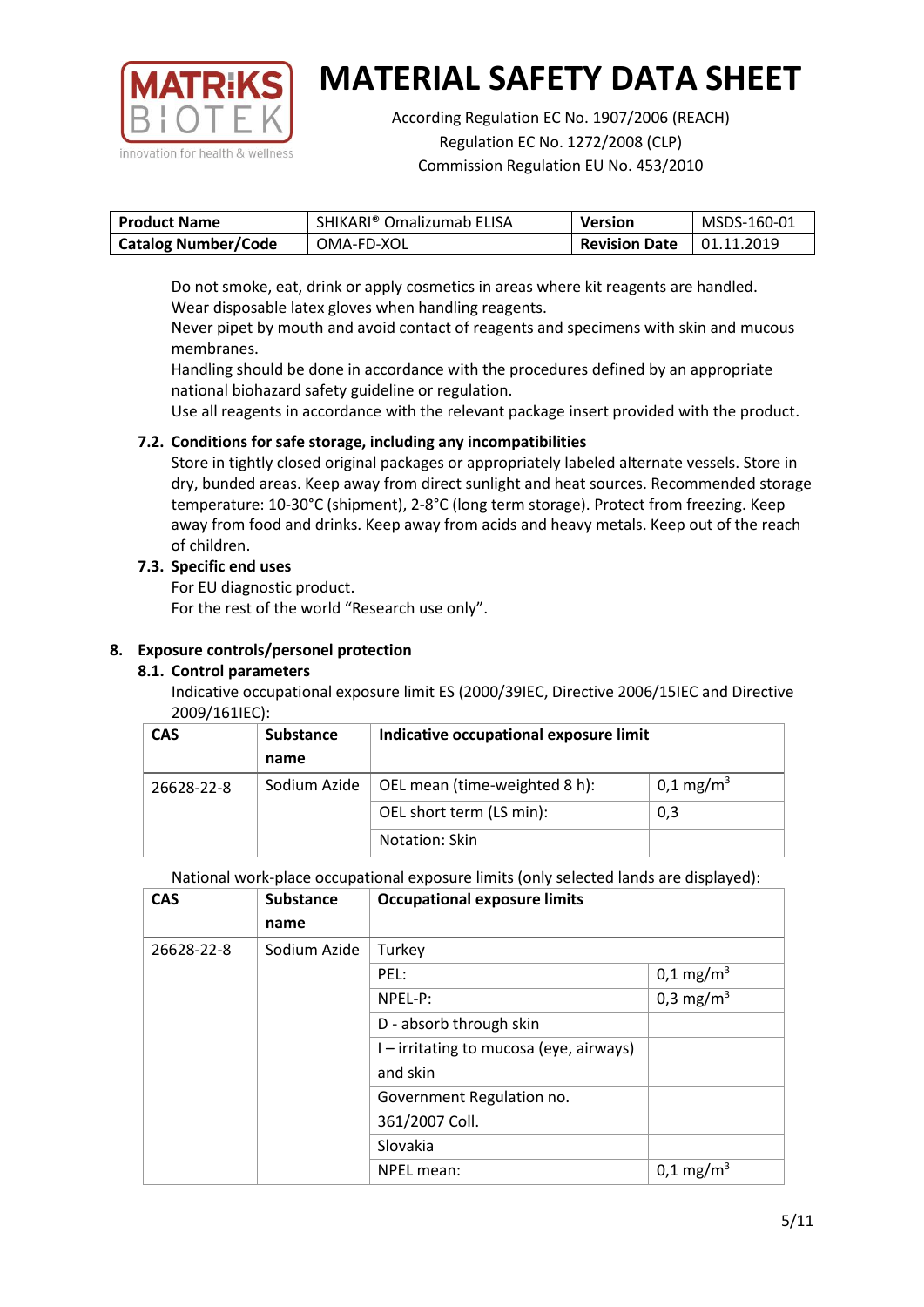Do not smoke, eat, drink or apply cosmetics in areas where kit reagents are handled.
Wear disposable latex gloves when handling reagents.
Never pipet by mouth and avoid contact of reagents and specimens with skin and mucous membranes.
Handling should be done in accordance with the procedures defined by an appropriate national biohazard safety guideline or regulation.
Use all reagents in accordance with the relevant package insert provided with the product.

### 7.2. Conditions for safe storage, including any incompatibilities

Store in tightly closed original packages or appropriately labeled alternate vessels. Store in dry, bunded areas. Keep away from direct sunlight and heat sources. Recommended storage temperature: 10-30°C (shipment), 2-8°C (long term storage). Protect from freezing. Keep away from food and drinks. Keep away from acids and heavy metals. Keep out of the reach of children.

### 7.3. Specific end uses

For EU diagnostic product.
For the rest of the world "Research use only".

## 8. Exposure controls/personel protection

### 8.1. Control parameters

Indicative occupational exposure limit ES (2000/39IEC, Directive 2006/15IEC and Directive 2009/161IEC):

| CAS | Substance name | Indicative occupational exposure limit | |
|---|---|---|---|
| 26628-22-8 | Sodium Azide | OEL mean (time-weighted 8 h): | 0,1 mg/m$^3$ |
| | | OEL short term (LS min): | 0,3 |
| | | Notation: Skin | |

National work-place occupational exposure limits (only selected lands are displayed):

| CAS | Substance name | Occupational exposure limits | |
|---|---|---|---|
| 26628-22-8 | Sodium Azide | Turkey | |
| | | PEL: | 0,1 mg/m$^3$ |
| | | NPEL-P: | 0,3 mg/m$^3$ |
| | | D - absorb through skin | |
| | | I – irritating to mucosa (eye, airways) and skin | |
| | | Government Regulation no. 361/2007 Coll. | |
| | | Slovakia | |
| | | NPEL mean: | 0,1 mg/m$^3$ |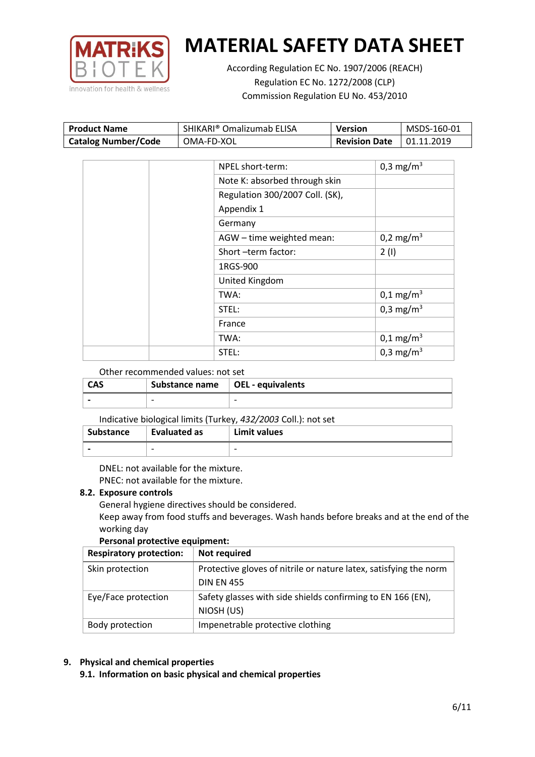# MATERIAL SAFETY DATA SHEET

According Regulation EC No. 1907/2006 (REACH)
Regulation EC No. 1272/2008 (CLP)
Commission Regulation EU No. 453/2010

| **Product Name** | SHIKARI® Omalizumab ELISA | **Version** | MSDS-160-01 |
|---|---|---|---|
| **Catalog Number/Code** | OMA-FD-XOL | **Revision Date** | 01.11.2019 |

| | | | |
|---|---|---|---|
| | | NPEL short-term: | 0,3 mg/m$^3$ |
| | | Note K: absorbed through skin | |
| | | Regulation 300/2007 Coll. (SK), Appendix 1 | |
| | | Germany | |
| | | AGW – time weighted mean: | 0,2 mg/m$^3$ |
| | | Short –term factor: | 2 (I) |
| | | 1RGS-900 | |
| | | United Kingdom | |
| | | TWA: | 0,1 mg/m$^3$ |
| | | STEL: | 0,3 mg/m$^3$ |
| | | France | |
| | | TWA: | 0,1 mg/m$^3$ |
| | | STEL: | 0,3 mg/m$^3$ |

Other recommended values: not set

| **CAS** | **Substance name** | **OEL - equivalents** |
|---|---|---|
| - | - | - |

Indicative biological limits (Turkey, *432/2003* Coll.): not set

| **Substance** | **Evaluated as** | **Limit values** |
|---|---|---|
| - | - | - |

DNEL: not available for the mixture.
PNEC: not available for the mixture.

### 8.2. Exposure controls

General hygiene directives should be considered.
Keep away from food stuffs and beverages. Wash hands before breaks and at the end of the working day

**Personal protective equipment:**

| **Respiratory protection:** | **Not required** |
|---|---|
| Skin protection | Protective gloves of nitrile or nature latex, satisfying the norm DIN EN 455 |
| Eye/Face protection | Safety glasses with side shields confirming to EN 166 (EN), NIOSH (US) |
| Body protection | Impenetrable protective clothing |

## 9. Physical and chemical properties

### 9.1. Information on basic physical and chemical properties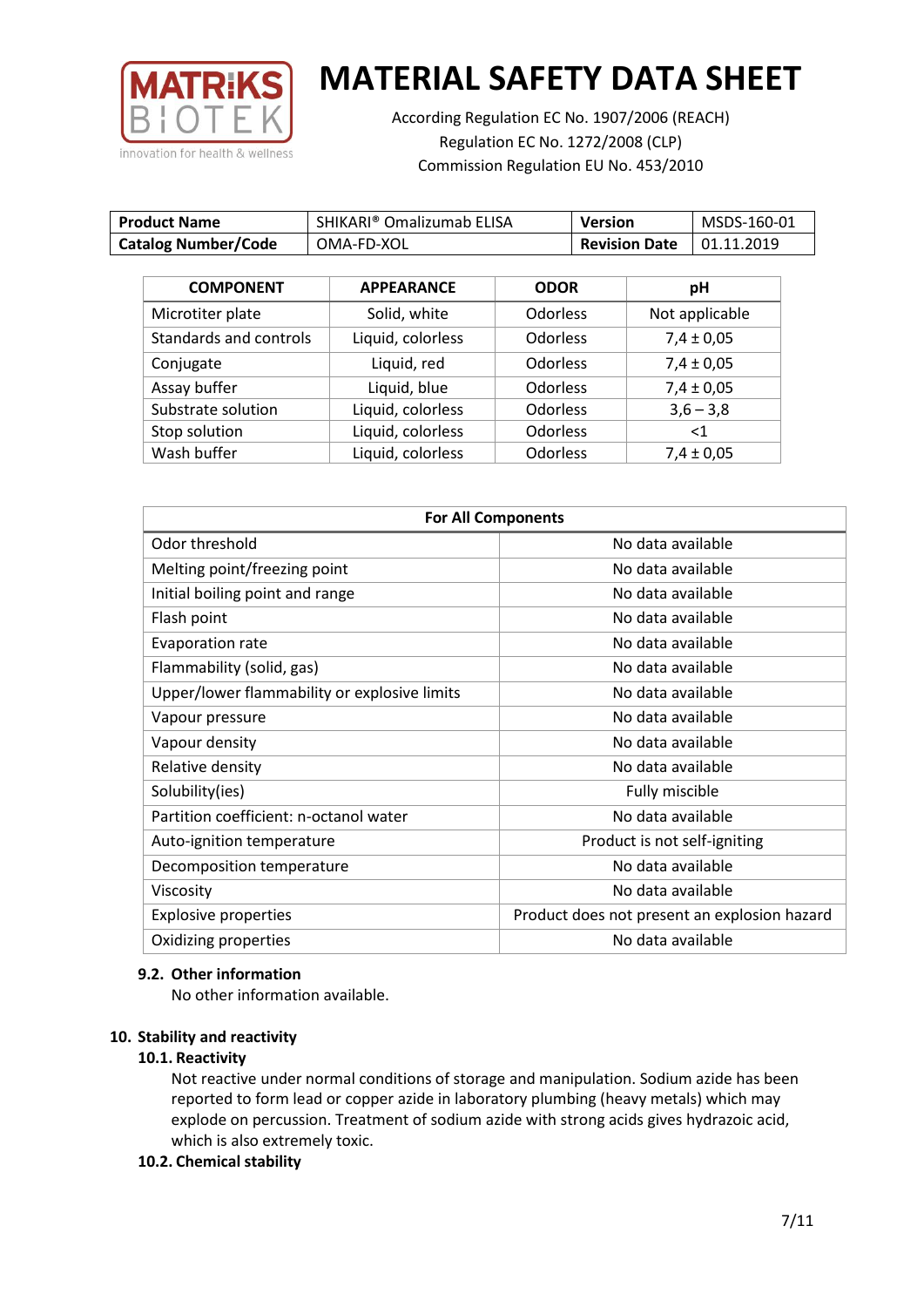# MATERIAL SAFETY DATA SHEET

According Regulation EC No. 1907/2006 (REACH)
Regulation EC No. 1272/2008 (CLP)
Commission Regulation EU No. 453/2010

| Product Name | SHIKARI® Omalizumab ELISA | Version | MSDS-160-01 |
|---|---|---|---|
| Catalog Number/Code | OMA-FD-XOL | Revision Date | 01.11.2019 |

| COMPONENT | APPEARANCE | ODOR | pH |
|---|---|---|---|
| Microtiter plate | Solid, white | Odorless | Not applicable |
| Standards and controls | Liquid, colorless | Odorless | 7,4 ± 0,05 |
| Conjugate | Liquid, red | Odorless | 7,4 ± 0,05 |
| Assay buffer | Liquid, blue | Odorless | 7,4 ± 0,05 |
| Substrate solution | Liquid, colorless | Odorless | 3,6 – 3,8 |
| Stop solution | Liquid, colorless | Odorless | <1 |
| Wash buffer | Liquid, colorless | Odorless | 7,4 ± 0,05 |

| For All Components | |
|---|---|
| Odor threshold | No data available |
| Melting point/freezing point | No data available |
| Initial boiling point and range | No data available |
| Flash point | No data available |
| Evaporation rate | No data available |
| Flammability (solid, gas) | No data available |
| Upper/lower flammability or explosive limits | No data available |
| Vapour pressure | No data available |
| Vapour density | No data available |
| Relative density | No data available |
| Solubility(ies) | Fully miscible |
| Partition coefficient: n-octanol water | No data available |
| Auto-ignition temperature | Product is not self-igniting |
| Decomposition temperature | No data available |
| Viscosity | No data available |
| Explosive properties | Product does not present an explosion hazard |
| Oxidizing properties | No data available |

### 9.2. Other information

No other information available.

## 10. Stability and reactivity

### 10.1. Reactivity

Not reactive under normal conditions of storage and manipulation. Sodium azide has been reported to form lead or copper azide in laboratory plumbing (heavy metals) which may explode on percussion. Treatment of sodium azide with strong acids gives hydrazoic acid, which is also extremely toxic.

### 10.2. Chemical stability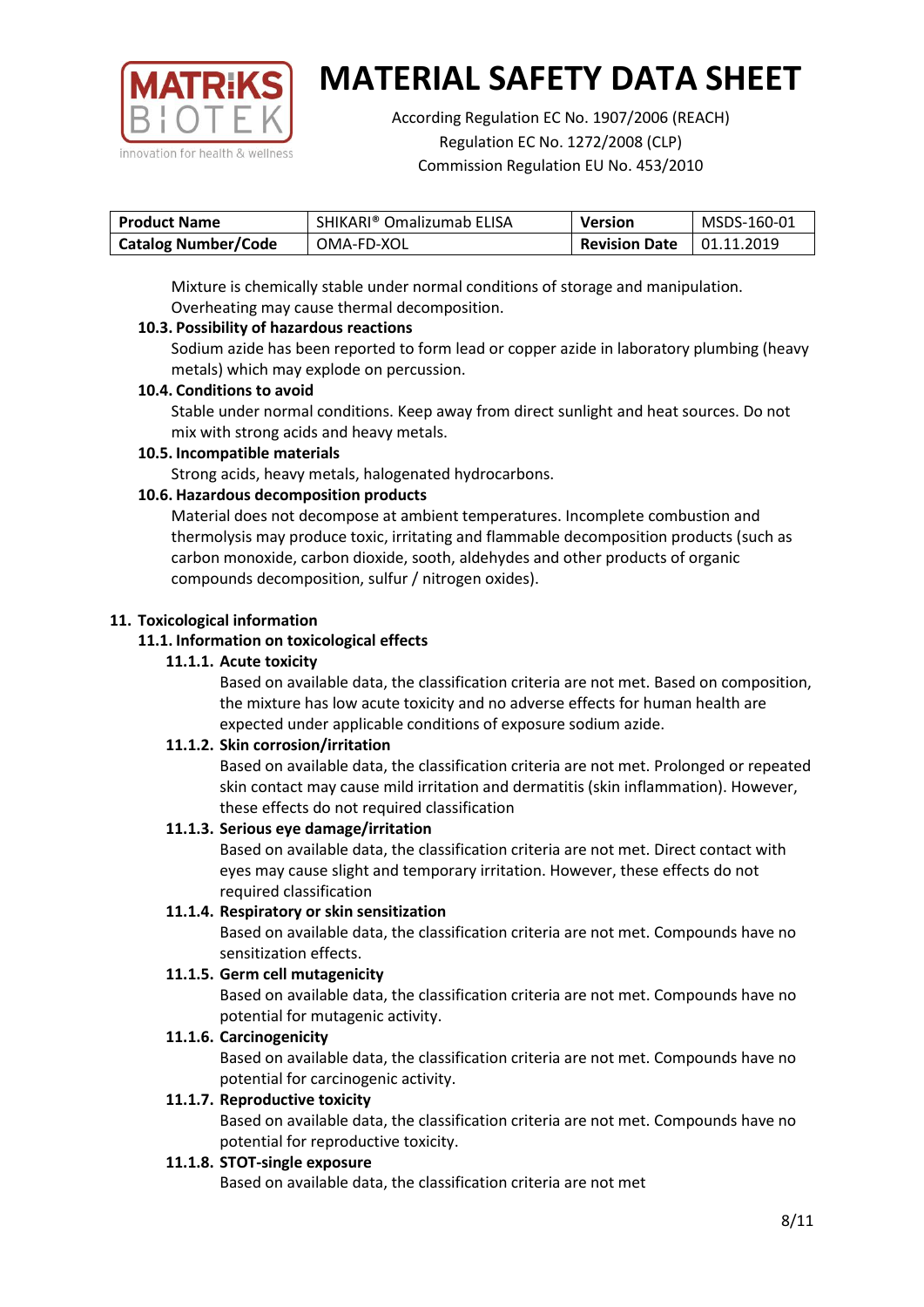Mixture is chemically stable under normal conditions of storage and manipulation. Overheating may cause thermal decomposition.

**10.3. Possibility of hazardous reactions**

Sodium azide has been reported to form lead or copper azide in laboratory plumbing (heavy metals) which may explode on percussion.

**10.4. Conditions to avoid**

Stable under normal conditions. Keep away from direct sunlight and heat sources. Do not mix with strong acids and heavy metals.

**10.5. Incompatible materials**

Strong acids, heavy metals, halogenated hydrocarbons.

**10.6. Hazardous decomposition products**

Material does not decompose at ambient temperatures. Incomplete combustion and thermolysis may produce toxic, irritating and flammable decomposition products (such as carbon monoxide, carbon dioxide, sooth, aldehydes and other products of organic compounds decomposition, sulfur / nitrogen oxides).

## 11. Toxicological information

### 11.1. Information on toxicological effects

#### 11.1.1. Acute toxicity

Based on available data, the classification criteria are not met. Based on composition, the mixture has low acute toxicity and no adverse effects for human health are expected under applicable conditions of exposure sodium azide.

#### 11.1.2. Skin corrosion/irritation

Based on available data, the classification criteria are not met. Prolonged or repeated skin contact may cause mild irritation and dermatitis (skin inflammation). However, these effects do not required classification

#### 11.1.3. Serious eye damage/irritation

Based on available data, the classification criteria are not met. Direct contact with eyes may cause slight and temporary irritation. However, these effects do not required classification

#### 11.1.4. Respiratory or skin sensitization

Based on available data, the classification criteria are not met. Compounds have no sensitization effects.

#### 11.1.5. Germ cell mutagenicity

Based on available data, the classification criteria are not met. Compounds have no potential for mutagenic activity.

#### 11.1.6. Carcinogenicity

Based on available data, the classification criteria are not met. Compounds have no potential for carcinogenic activity.

#### 11.1.7. Reproductive toxicity

Based on available data, the classification criteria are not met. Compounds have no potential for reproductive toxicity.

#### 11.1.8. STOT-single exposure

Based on available data, the classification criteria are not met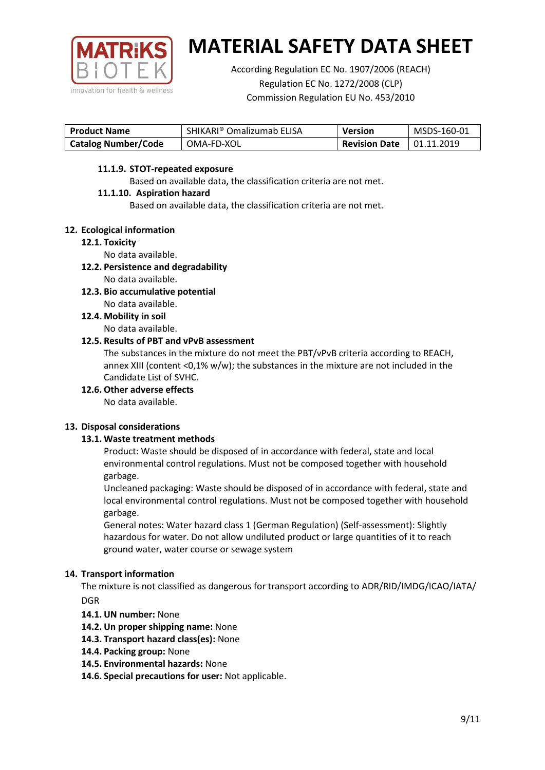| Product Name | SHIKARI® Omalizumab ELISA | Version | MSDS-160-01 |
|---|---|---|---|
| Catalog Number/Code | OMA-FD-XOL | Revision Date | 01.11.2019 |

**11.1.9. STOT-repeated exposure**

Based on available data, the classification criteria are not met.

**11.1.10. Aspiration hazard**

Based on available data, the classification criteria are not met.

## 12. Ecological information

### 12.1. Toxicity

No data available.

### 12.2. Persistence and degradability

No data available.

### 12.3. Bio accumulative potential

No data available.

### 12.4. Mobility in soil

No data available.

### 12.5. Results of PBT and vPvB assessment

The substances in the mixture do not meet the PBT/vPvB criteria according to REACH, annex XIII (content <0,1% w/w); the substances in the mixture are not included in the Candidate List of SVHC.

### 12.6. Other adverse effects

No data available.

## 13. Disposal considerations

### 13.1. Waste treatment methods

Product: Waste should be disposed of in accordance with federal, state and local environmental control regulations. Must not be composed together with household garbage.

Uncleaned packaging: Waste should be disposed of in accordance with federal, state and local environmental control regulations. Must not be composed together with household garbage.

General notes: Water hazard class 1 (German Regulation) (Self-assessment): Slightly hazardous for water. Do not allow undiluted product or large quantities of it to reach ground water, water course or sewage system

## 14. Transport information

The mixture is not classified as dangerous for transport according to ADR/RID/IMDG/ICAO/IATA/DGR

**14.1. UN number:** None

**14.2. Un proper shipping name:** None

**14.3. Transport hazard class(es):** None

**14.4. Packing group:** None

**14.5. Environmental hazards:** None

**14.6. Special precautions for user:** Not applicable.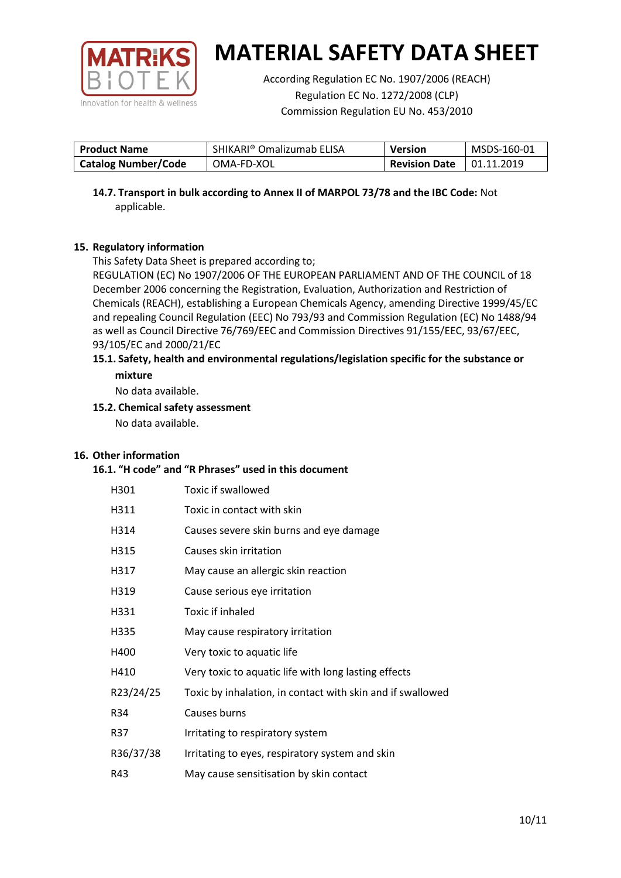# MATERIAL SAFETY DATA SHEET

According Regulation EC No. 1907/2006 (REACH)
Regulation EC No. 1272/2008 (CLP)
Commission Regulation EU No. 453/2010

| Product Name | SHIKARI® Omalizumab ELISA | Version | MSDS-160-01 |
|---|---|---|---|
| Catalog Number/Code | OMA-FD-XOL | Revision Date | 01.11.2019 |

**14.7. Transport in bulk according to Annex II of MARPOL 73/78 and the IBC Code:** Not applicable.

## 15. Regulatory information

This Safety Data Sheet is prepared according to;
REGULATION (EC) No 1907/2006 OF THE EUROPEAN PARLIAMENT AND OF THE COUNCIL of 18 December 2006 concerning the Registration, Evaluation, Authorization and Restriction of Chemicals (REACH), establishing a European Chemicals Agency, amending Directive 1999/45/EC and repealing Council Regulation (EEC) No 793/93 and Commission Regulation (EC) No 1488/94 as well as Council Directive 76/769/EEC and Commission Directives 91/155/EEC, 93/67/EEC, 93/105/EC and 2000/21/EC

### 15.1. Safety, health and environmental regulations/legislation specific for the substance or mixture

No data available.

### 15.2. Chemical safety assessment

No data available.

## 16. Other information

### 16.1. "H code" and "R Phrases" used in this document

| | |
|---|---|
| H301 | Toxic if swallowed |
| H311 | Toxic in contact with skin |
| H314 | Causes severe skin burns and eye damage |
| H315 | Causes skin irritation |
| H317 | May cause an allergic skin reaction |
| H319 | Cause serious eye irritation |
| H331 | Toxic if inhaled |
| H335 | May cause respiratory irritation |
| H400 | Very toxic to aquatic life |
| H410 | Very toxic to aquatic life with long lasting effects |
| R23/24/25 | Toxic by inhalation, in contact with skin and if swallowed |
| R34 | Causes burns |
| R37 | Irritating to respiratory system |
| R36/37/38 | Irritating to eyes, respiratory system and skin |
| R43 | May cause sensitisation by skin contact |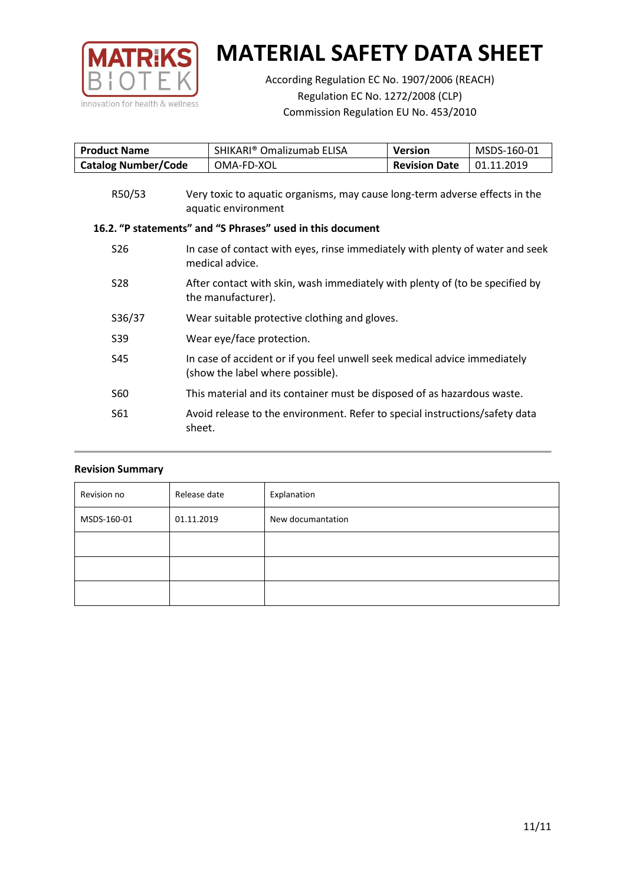| | | | |
|---|---|---|---|
| **Product Name** | SHIKARI® Omalizumab ELISA | **Version** | MSDS-160-01 |
| **Catalog Number/Code** | OMA-FD-XOL | **Revision Date** | 01.11.2019 |

| | |
|---|---|
| R50/53 | Very toxic to aquatic organisms, may cause long-term adverse effects in the aquatic environment |

### 16.2. “P statements” and “S Phrases” used in this document

| | |
|---|---|
| S26 | In case of contact with eyes, rinse immediately with plenty of water and seek medical advice. |
| S28 | After contact with skin, wash immediately with plenty of (to be specified by the manufacturer). |
| S36/37 | Wear suitable protective clothing and gloves. |
| S39 | Wear eye/face protection. |
| S45 | In case of accident or if you feel unwell seek medical advice immediately (show the label where possible). |
| S60 | This material and its container must be disposed of as hazardous waste. |
| S61 | Avoid release to the environment. Refer to special instructions/safety data sheet. |

**Revision Summary**

| Revision no | Release date | Explanation |
|---|---|---|
| MSDS-160-01 | 01.11.2019 | New documantation |
| | | |
| | | |
| | | |